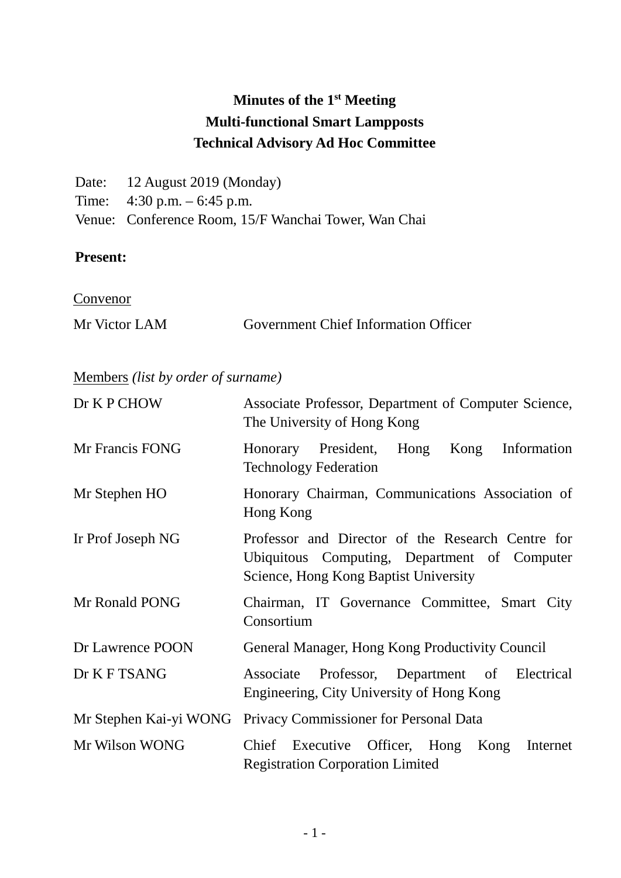# Minutes of the 1st Meeting
# Multi-functional Smart Lampposts
# Technical Advisory Ad Hoc Committee

Date: 12 August 2019 (Monday)
Time: 4:30 p.m. – 6:45 p.m.
Venue: Conference Room, 15/F Wanchai Tower, Wan Chai

**Present:**

Convenor

| | |
|---|---|
| Mr Victor LAM | Government Chief Information Officer |

Members *(list by order of surname)*

| | |
|---|---|
| Dr K P CHOW | Associate Professor, Department of Computer Science, The University of Hong Kong |
| Mr Francis FONG | Honorary President, Hong Kong Information Technology Federation |
| Mr Stephen HO | Honorary Chairman, Communications Association of Hong Kong |
| Ir Prof Joseph NG | Professor and Director of the Research Centre for Ubiquitous Computing, Department of Computer Science, Hong Kong Baptist University |
| Mr Ronald PONG | Chairman, IT Governance Committee, Smart City Consortium |
| Dr Lawrence POON | General Manager, Hong Kong Productivity Council |
| Dr K F TSANG | Associate Professor, Department of Electrical Engineering, City University of Hong Kong |
| Mr Stephen Kai-yi WONG | Privacy Commissioner for Personal Data |
| Mr Wilson WONG | Chief Executive Officer, Hong Kong Internet Registration Corporation Limited |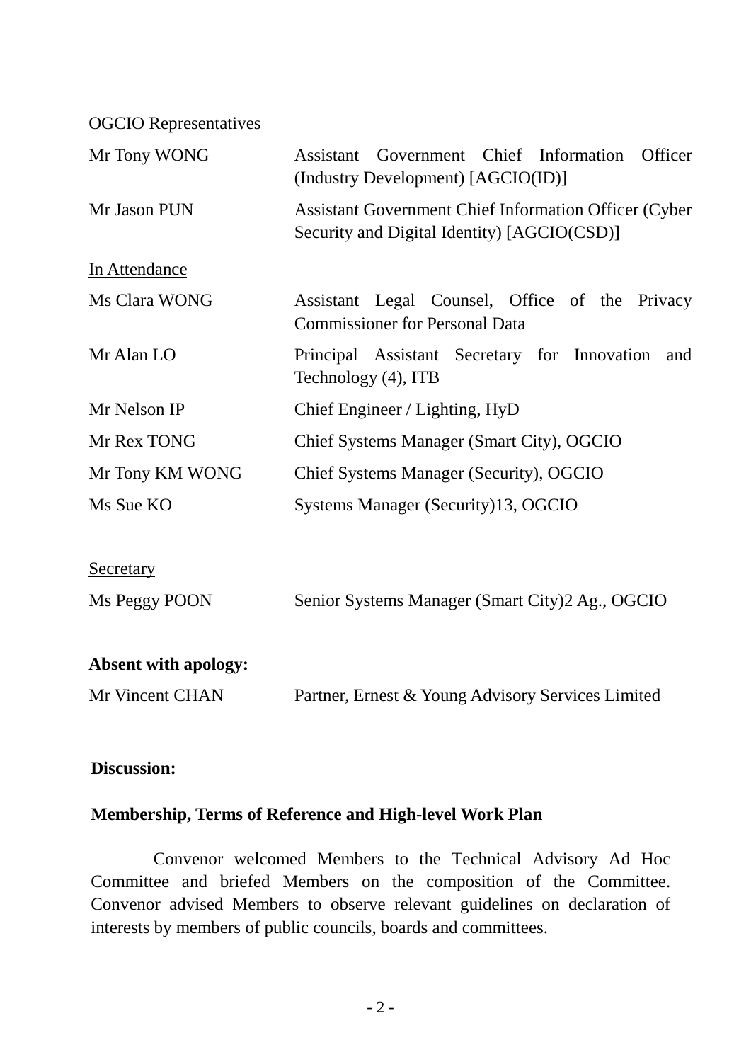<u>OGCIO Representatives</u>

| | |
|---|---|
| Mr Tony WONG | Assistant Government Chief Information Officer (Industry Development) [AGCIO(ID)] |
| Mr Jason PUN | Assistant Government Chief Information Officer (Cyber Security and Digital Identity) [AGCIO(CSD)] |

<u>In Attendance</u>

| | |
|---|---|
| Ms Clara WONG | Assistant Legal Counsel, Office of the Privacy Commissioner for Personal Data |
| Mr Alan LO | Principal Assistant Secretary for Innovation and Technology (4), ITB |
| Mr Nelson IP | Chief Engineer / Lighting, HyD |
| Mr Rex TONG | Chief Systems Manager (Smart City), OGCIO |
| Mr Tony KM WONG | Chief Systems Manager (Security), OGCIO |
| Ms Sue KO | Systems Manager (Security)13, OGCIO |

<u>Secretary</u>

| | |
|---|---|
| Ms Peggy POON | Senior Systems Manager (Smart City)2 Ag., OGCIO |

**Absent with apology:**

| | |
|---|---|
| Mr Vincent CHAN | Partner, Ernest & Young Advisory Services Limited |

**Discussion:**

**Membership, Terms of Reference and High-level Work Plan**

Convenor welcomed Members to the Technical Advisory Ad Hoc Committee and briefed Members on the composition of the Committee. Convenor advised Members to observe relevant guidelines on declaration of interests by members of public councils, boards and committees.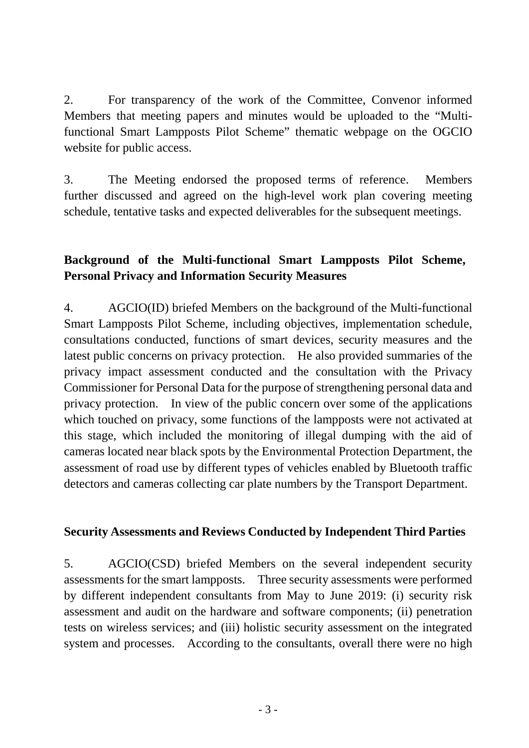2. For transparency of the work of the Committee, Convenor informed Members that meeting papers and minutes would be uploaded to the "Multi-functional Smart Lampposts Pilot Scheme" thematic webpage on the OGCIO website for public access.

3. The Meeting endorsed the proposed terms of reference. Members further discussed and agreed on the high-level work plan covering meeting schedule, tentative tasks and expected deliverables for the subsequent meetings.

**Background of the Multi-functional Smart Lampposts Pilot Scheme, Personal Privacy and Information Security Measures**

4. AGCIO(ID) briefed Members on the background of the Multi-functional Smart Lampposts Pilot Scheme, including objectives, implementation schedule, consultations conducted, functions of smart devices, security measures and the latest public concerns on privacy protection. He also provided summaries of the privacy impact assessment conducted and the consultation with the Privacy Commissioner for Personal Data for the purpose of strengthening personal data and privacy protection. In view of the public concern over some of the applications which touched on privacy, some functions of the lampposts were not activated at this stage, which included the monitoring of illegal dumping with the aid of cameras located near black spots by the Environmental Protection Department, the assessment of road use by different types of vehicles enabled by Bluetooth traffic detectors and cameras collecting car plate numbers by the Transport Department.

**Security Assessments and Reviews Conducted by Independent Third Parties**

5. AGCIO(CSD) briefed Members on the several independent security assessments for the smart lampposts. Three security assessments were performed by different independent consultants from May to June 2019: (i) security risk assessment and audit on the hardware and software components; (ii) penetration tests on wireless services; and (iii) holistic security assessment on the integrated system and processes. According to the consultants, overall there were no high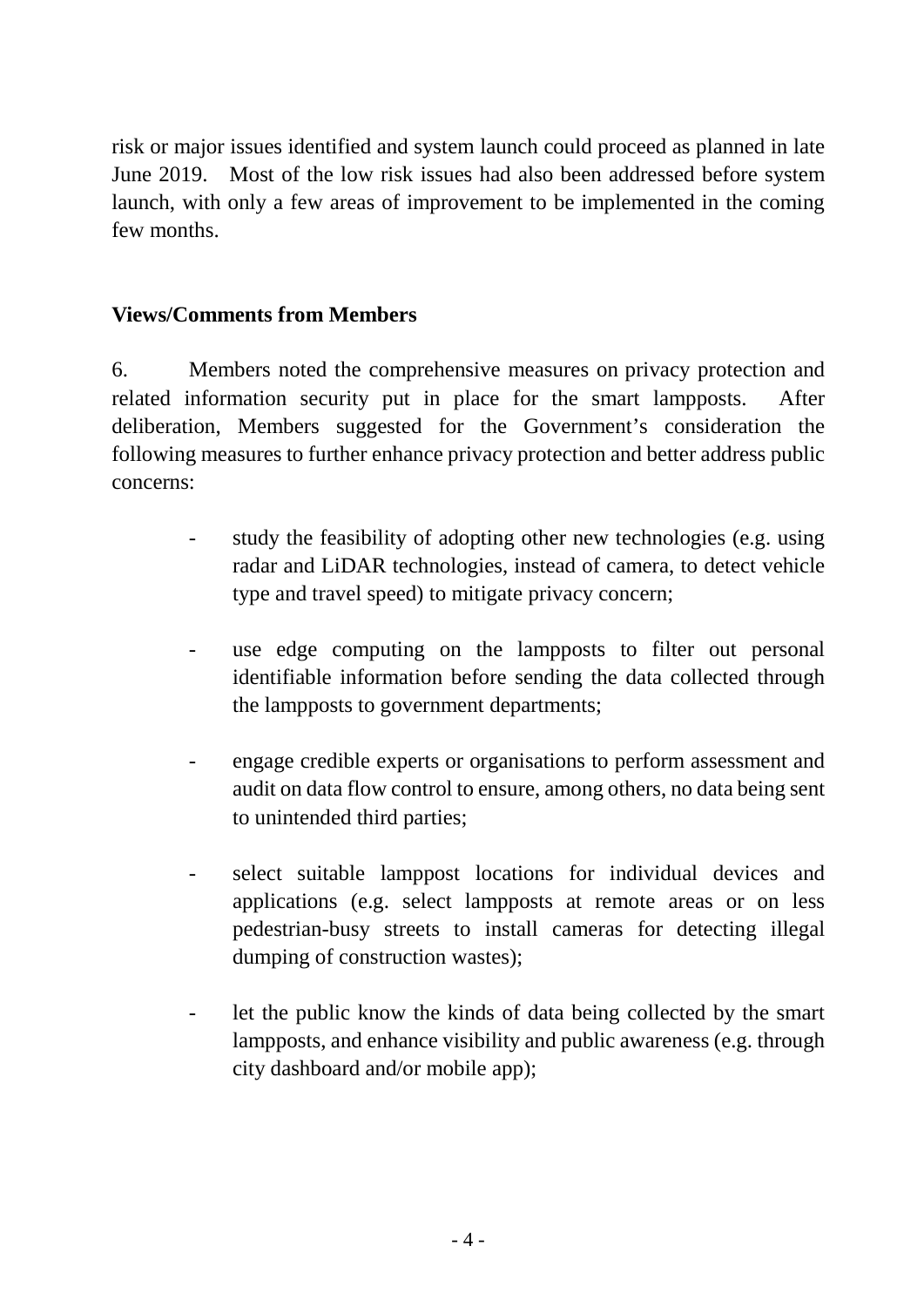risk or major issues identified and system launch could proceed as planned in late June 2019. Most of the low risk issues had also been addressed before system launch, with only a few areas of improvement to be implemented in the coming few months.

**Views/Comments from Members**

6. Members noted the comprehensive measures on privacy protection and related information security put in place for the smart lampposts. After deliberation, Members suggested for the Government's consideration the following measures to further enhance privacy protection and better address public concerns:

- study the feasibility of adopting other new technologies (e.g. using radar and LiDAR technologies, instead of camera, to detect vehicle type and travel speed) to mitigate privacy concern;

- use edge computing on the lampposts to filter out personal identifiable information before sending the data collected through the lampposts to government departments;

- engage credible experts or organisations to perform assessment and audit on data flow control to ensure, among others, no data being sent to unintended third parties;

- select suitable lamppost locations for individual devices and applications (e.g. select lampposts at remote areas or on less pedestrian-busy streets to install cameras for detecting illegal dumping of construction wastes);

- let the public know the kinds of data being collected by the smart lampposts, and enhance visibility and public awareness (e.g. through city dashboard and/or mobile app);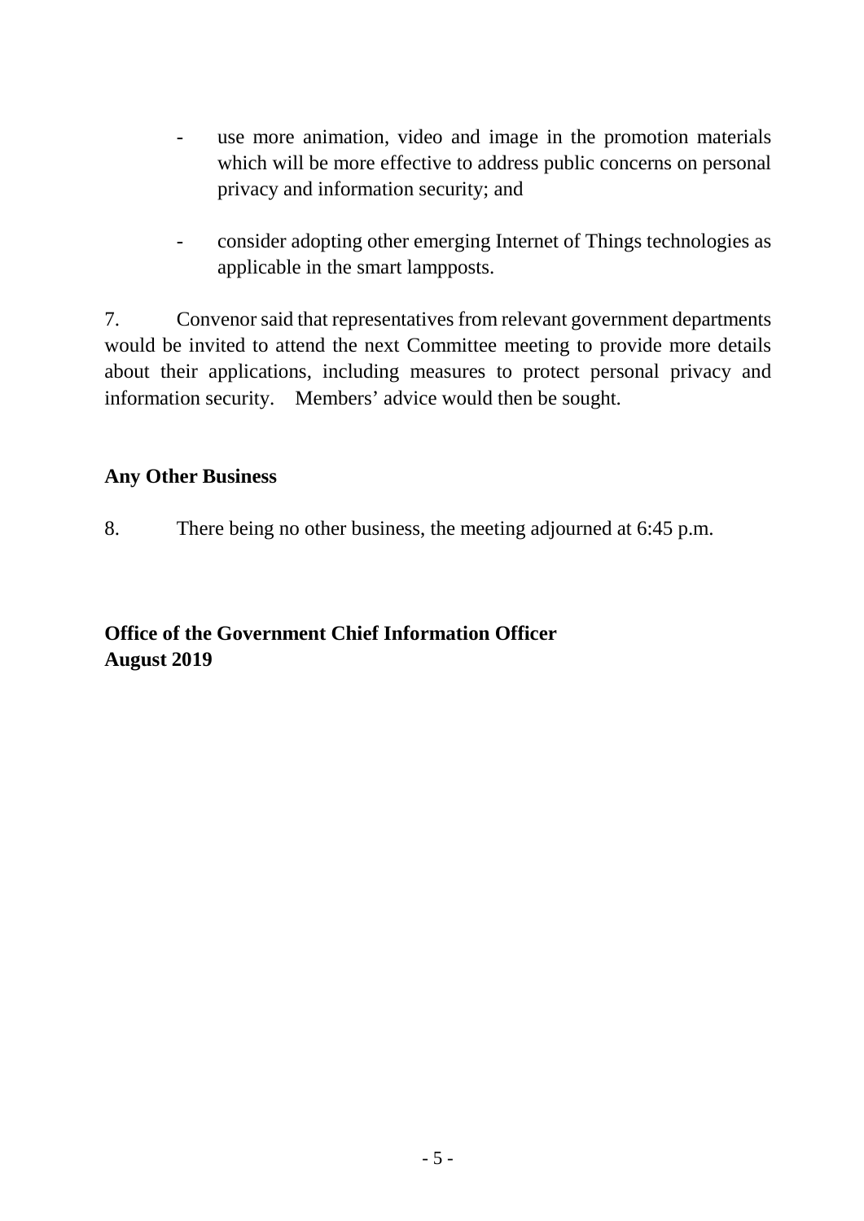- use more animation, video and image in the promotion materials which will be more effective to address public concerns on personal privacy and information security; and

- consider adopting other emerging Internet of Things technologies as applicable in the smart lampposts.

7. Convenor said that representatives from relevant government departments would be invited to attend the next Committee meeting to provide more details about their applications, including measures to protect personal privacy and information security. Members' advice would then be sought.

## Any Other Business

8. There being no other business, the meeting adjourned at 6:45 p.m.

**Office of the Government Chief Information Officer**
**August 2019**